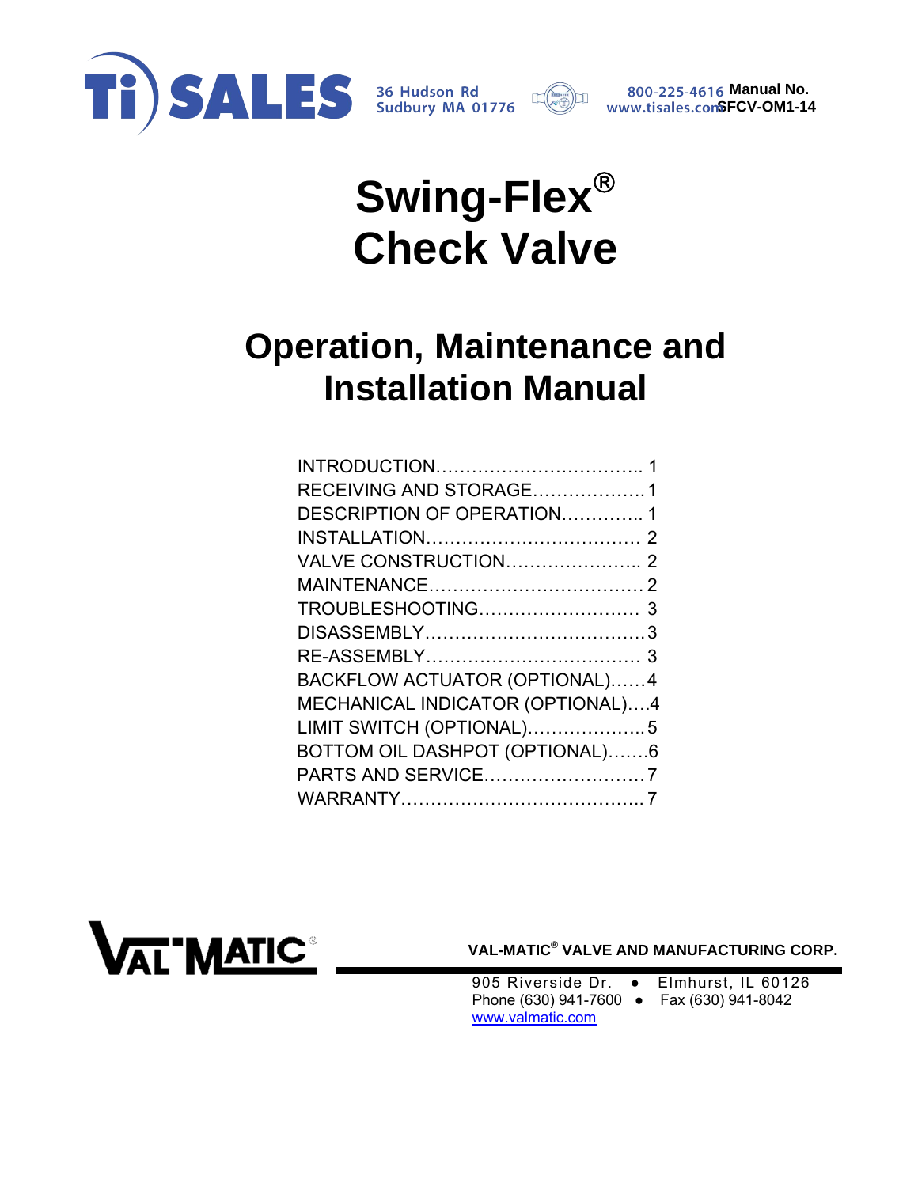Ti SALES 36 Hudson Rd Sudbury MA 01776 800-225-4616 www.tisales.com

**Manual No. SFCV-OM1-14**

# Swing-Flex® Check Valve

# Operation, Maintenance and Installation Manual

INTRODUCTION.................................. 1
RECEIVING AND STORAGE................... 1
DESCRIPTION OF OPERATION.............. 1
INSTALLATION.................................... 2
VALVE CONSTRUCTION....................... 2
MAINTENANCE.................................... 2
TROUBLESHOOTING........................... 3
DISASSEMBLY..................................... 3
RE-ASSEMBLY..................................... 3
BACKFLOW ACTUATOR (OPTIONAL)...... 4
MECHANICAL INDICATOR (OPTIONAL).... 4
LIMIT SWITCH (OPTIONAL).................... 5
BOTTOM OIL DASHPOT (OPTIONAL)....... 6
PARTS AND SERVICE........................... 7
WARRANTY......................................... 7

VAL-MATIC

**VAL-MATIC® VALVE AND MANUFACTURING CORP.**

905 Riverside Dr. ● Elmhurst, IL 60126
Phone (630) 941-7600 ● Fax (630) 941-8042
www.valmatic.com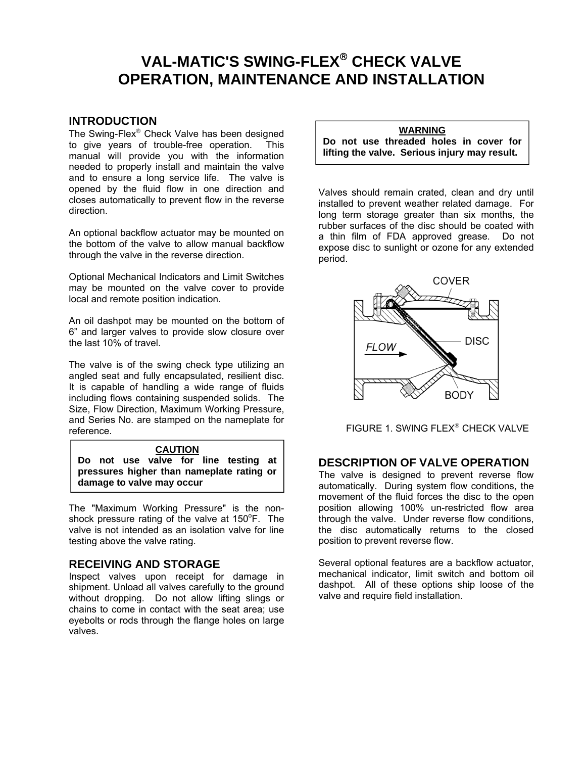# VAL-MATIC'S SWING-FLEX® CHECK VALVE OPERATION, MAINTENANCE AND INSTALLATION

## INTRODUCTION

The Swing-Flex® Check Valve has been designed to give years of trouble-free operation. This manual will provide you with the information needed to properly install and maintain the valve and to ensure a long service life. The valve is opened by the fluid flow in one direction and closes automatically to prevent flow in the reverse direction.

An optional backflow actuator may be mounted on the bottom of the valve to allow manual backflow through the valve in the reverse direction.

Optional Mechanical Indicators and Limit Switches may be mounted on the valve cover to provide local and remote position indication.

An oil dashpot may be mounted on the bottom of 6" and larger valves to provide slow closure over the last 10% of travel.

The valve is of the swing check type utilizing an angled seat and fully encapsulated, resilient disc. It is capable of handling a wide range of fluids including flows containing suspended solids. The Size, Flow Direction, Maximum Working Pressure, and Series No. are stamped on the nameplate for reference.

> **CAUTION**
> **Do not use valve for line testing at pressures higher than nameplate rating or damage to valve may occur**

The "Maximum Working Pressure" is the non-shock pressure rating of the valve at 150°F. The valve is not intended as an isolation valve for line testing above the valve rating.

## RECEIVING AND STORAGE

Inspect valves upon receipt for damage in shipment. Unload all valves carefully to the ground without dropping. Do not allow lifting slings or chains to come in contact with the seat area; use eyebolts or rods through the flange holes on large valves.

> **WARNING**
> **Do not use threaded holes in cover for lifting the valve. Serious injury may result.**

Valves should remain crated, clean and dry until installed to prevent weather related damage. For long term storage greater than six months, the rubber surfaces of the disc should be coated with a thin film of FDA approved grease. Do not expose disc to sunlight or ozone for any extended period.

COVER

FLOW

DISC

BODY

FIGURE 1. SWING FLEX® CHECK VALVE

## DESCRIPTION OF VALVE OPERATION

The valve is designed to prevent reverse flow automatically. During system flow conditions, the movement of the fluid forces the disc to the open position allowing 100% un-restricted flow area through the valve. Under reverse flow conditions, the disc automatically returns to the closed position to prevent reverse flow.

Several optional features are a backflow actuator, mechanical indicator, limit switch and bottom oil dashpot. All of these options ship loose of the valve and require field installation.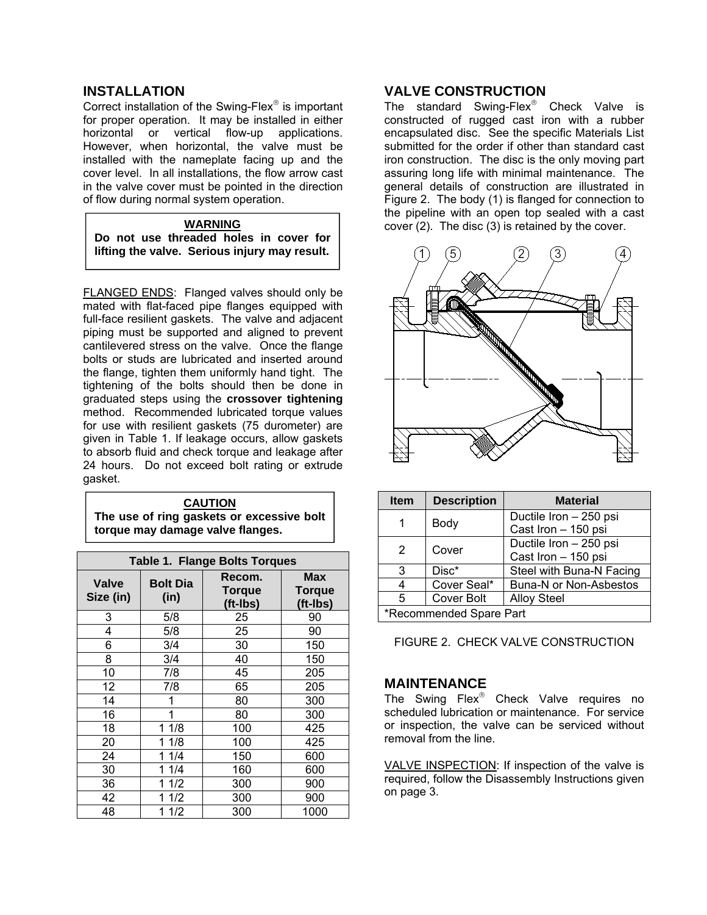## INSTALLATION

Correct installation of the Swing-Flex® is important for proper operation. It may be installed in either horizontal or vertical flow-up applications. However, when horizontal, the valve must be installed with the nameplate facing up and the cover level. In all installations, the flow arrow cast in the valve cover must be pointed in the direction of flow during normal system operation.

> **WARNING**
> **Do not use threaded holes in cover for lifting the valve. Serious injury may result.**

FLANGED ENDS: Flanged valves should only be mated with flat-faced pipe flanges equipped with full-face resilient gaskets. The valve and adjacent piping must be supported and aligned to prevent cantilevered stress on the valve. Once the flange bolts or studs are lubricated and inserted around the flange, tighten them uniformly hand tight. The tightening of the bolts should then be done in graduated steps using the **crossover tightening** method. Recommended lubricated torque values for use with resilient gaskets (75 durometer) are given in Table 1. If leakage occurs, allow gaskets to absorb fluid and check torque and leakage after 24 hours. Do not exceed bolt rating or extrude gasket.

> **CAUTION**
> **The use of ring gaskets or excessive bolt torque may damage valve flanges.**

**Table 1. Flange Bolts Torques**

| Valve Size (in) | Bolt Dia (in) | Recom. Torque (ft-lbs) | Max Torque (ft-lbs) |
|---|---|---|---|
| 3 | 5/8 | 25 | 90 |
| 4 | 5/8 | 25 | 90 |
| 6 | 3/4 | 30 | 150 |
| 8 | 3/4 | 40 | 150 |
| 10 | 7/8 | 45 | 205 |
| 12 | 7/8 | 65 | 205 |
| 14 | 1 | 80 | 300 |
| 16 | 1 | 80 | 300 |
| 18 | 1 1/8 | 100 | 425 |
| 20 | 1 1/8 | 100 | 425 |
| 24 | 1 1/4 | 150 | 600 |
| 30 | 1 1/4 | 160 | 600 |
| 36 | 1 1/2 | 300 | 900 |
| 42 | 1 1/2 | 300 | 900 |
| 48 | 1 1/2 | 300 | 1000 |

## VALVE CONSTRUCTION

The standard Swing-Flex® Check Valve is constructed of rugged cast iron with a rubber encapsulated disc. See the specific Materials List submitted for the order if other than standard cast iron construction. The disc is the only moving part assuring long life with minimal maintenance. The general details of construction are illustrated in Figure 2. The body (1) is flanged for connection to the pipeline with an open top sealed with a cast cover (2). The disc (3) is retained by the cover.

| Item | Description | Material |
|---|---|---|
| 1 | Body | Ductile Iron – 250 psi<br>Cast Iron – 150 psi |
| 2 | Cover | Ductile Iron – 250 psi<br>Cast Iron – 150 psi |
| 3 | Disc* | Steel with Buna-N Facing |
| 4 | Cover Seal* | Buna-N or Non-Asbestos |
| 5 | Cover Bolt | Alloy Steel |
| *Recommended Spare Part | | |

FIGURE 2. CHECK VALVE CONSTRUCTION

## MAINTENANCE

The Swing Flex® Check Valve requires no scheduled lubrication or maintenance. For service or inspection, the valve can be serviced without removal from the line.

VALVE INSPECTION: If inspection of the valve is required, follow the Disassembly Instructions given on page 3.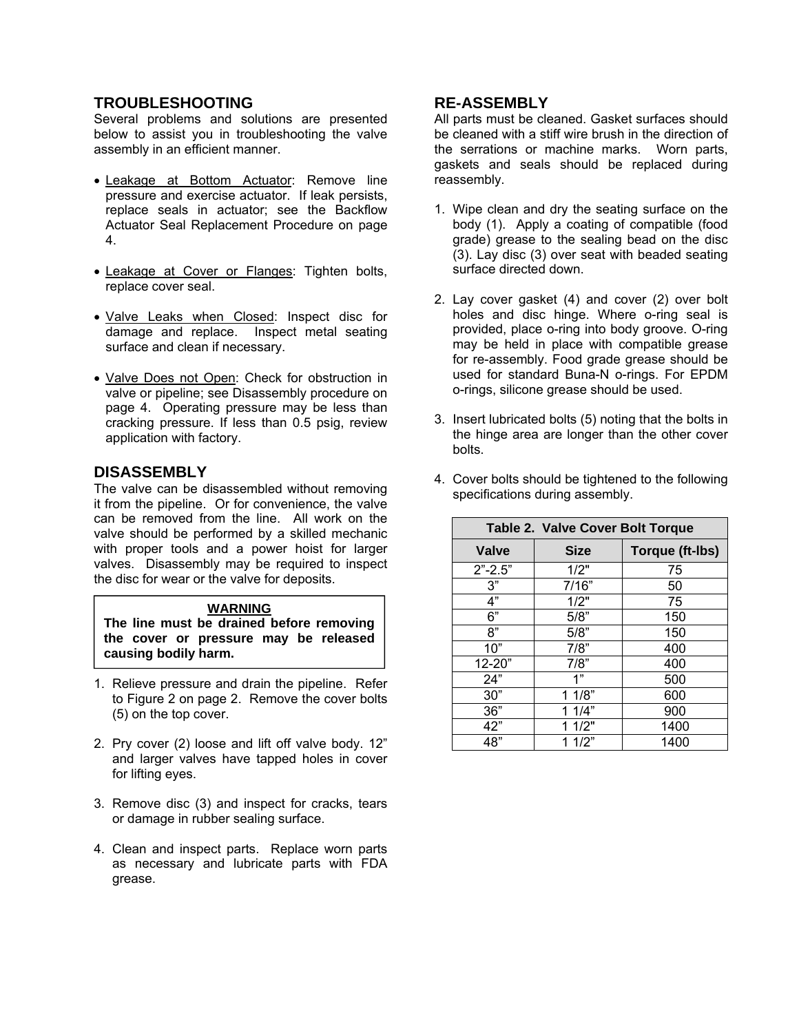## TROUBLESHOOTING

Several problems and solutions are presented below to assist you in troubleshooting the valve assembly in an efficient manner.

- Leakage at Bottom Actuator: Remove line pressure and exercise actuator. If leak persists, replace seals in actuator; see the Backflow Actuator Seal Replacement Procedure on page 4.
- Leakage at Cover or Flanges: Tighten bolts, replace cover seal.
- Valve Leaks when Closed: Inspect disc for damage and replace. Inspect metal seating surface and clean if necessary.
- Valve Does not Open: Check for obstruction in valve or pipeline; see Disassembly procedure on page 4. Operating pressure may be less than cracking pressure. If less than 0.5 psig, review application with factory.

## DISASSEMBLY

The valve can be disassembled without removing it from the pipeline. Or for convenience, the valve can be removed from the line. All work on the valve should be performed by a skilled mechanic with proper tools and a power hoist for larger valves. Disassembly may be required to inspect the disc for wear or the valve for deposits.

> **WARNING**
> **The line must be drained before removing the cover or pressure may be released causing bodily harm.**

1. Relieve pressure and drain the pipeline. Refer to Figure 2 on page 2. Remove the cover bolts (5) on the top cover.
2. Pry cover (2) loose and lift off valve body. 12" and larger valves have tapped holes in cover for lifting eyes.
3. Remove disc (3) and inspect for cracks, tears or damage in rubber sealing surface.
4. Clean and inspect parts. Replace worn parts as necessary and lubricate parts with FDA grease.

## RE-ASSEMBLY

All parts must be cleaned. Gasket surfaces should be cleaned with a stiff wire brush in the direction of the serrations or machine marks. Worn parts, gaskets and seals should be replaced during reassembly.

1. Wipe clean and dry the seating surface on the body (1). Apply a coating of compatible (food grade) grease to the sealing bead on the disc (3). Lay disc (3) over seat with beaded seating surface directed down.
2. Lay cover gasket (4) and cover (2) over bolt holes and disc hinge. Where o-ring seal is provided, place o-ring into body groove. O-ring may be held in place with compatible grease for re-assembly. Food grade grease should be used for standard Buna-N o-rings. For EPDM o-rings, silicone grease should be used.
3. Insert lubricated bolts (5) noting that the bolts in the hinge area are longer than the other cover bolts.
4. Cover bolts should be tightened to the following specifications during assembly.

**Table 2. Valve Cover Bolt Torque**

| Valve | Size | Torque (ft-lbs) |
|---|---|---|
| 2"-2.5" | 1/2" | 75 |
| 3" | 7/16" | 50 |
| 4" | 1/2" | 75 |
| 6" | 5/8" | 150 |
| 8" | 5/8" | 150 |
| 10" | 7/8" | 400 |
| 12-20" | 7/8" | 400 |
| 24" | 1" | 500 |
| 30" | 1 1/8" | 600 |
| 36" | 1 1/4" | 900 |
| 42" | 1 1/2" | 1400 |
| 48" | 1 1/2" | 1400 |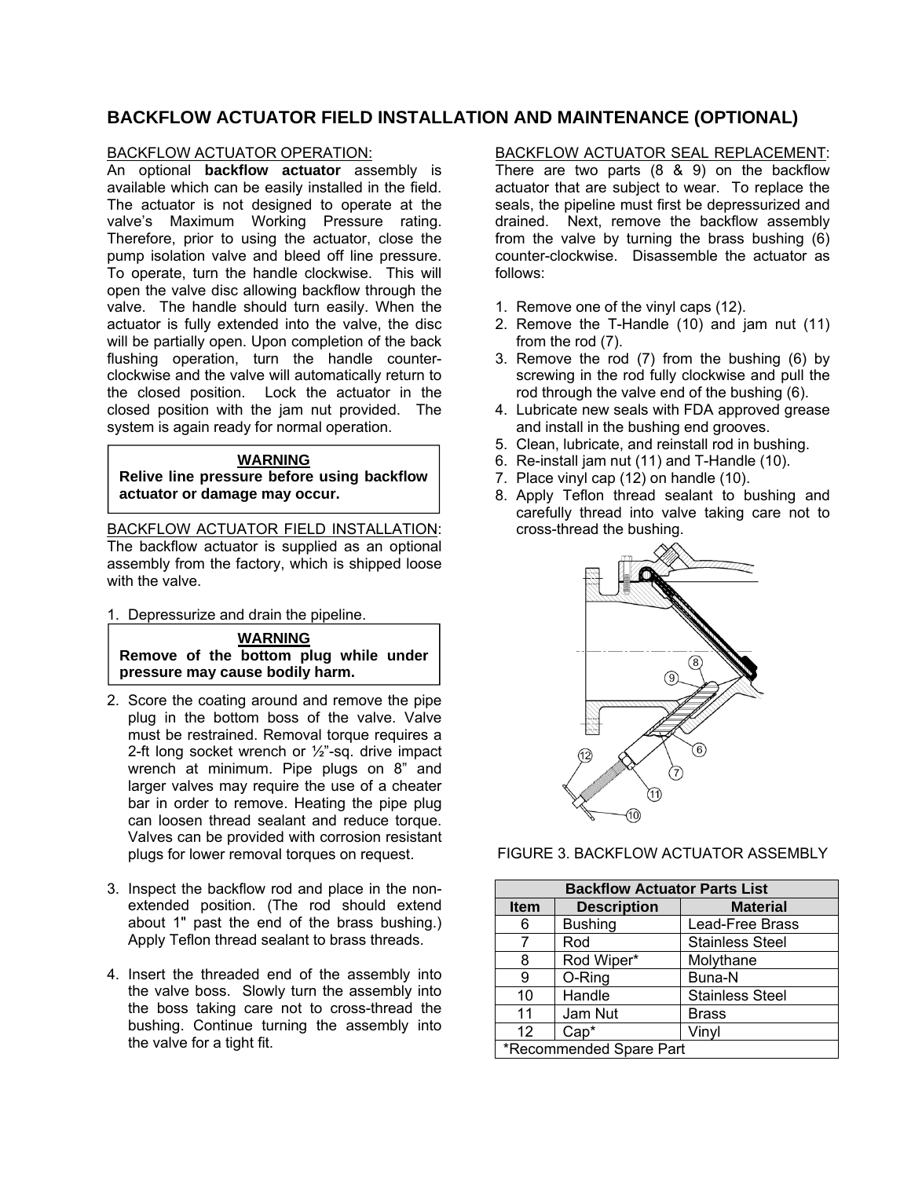## BACKFLOW ACTUATOR FIELD INSTALLATION AND MAINTENANCE (OPTIONAL)

BACKFLOW ACTUATOR OPERATION:
An optional **backflow actuator** assembly is available which can be easily installed in the field. The actuator is not designed to operate at the valve's Maximum Working Pressure rating. Therefore, prior to using the actuator, close the pump isolation valve and bleed off line pressure. To operate, turn the handle clockwise. This will open the valve disc allowing backflow through the valve. The handle should turn easily. When the actuator is fully extended into the valve, the disc will be partially open. Upon completion of the back flushing operation, turn the handle counter-clockwise and the valve will automatically return to the closed position. Lock the actuator in the closed position with the jam nut provided. The system is again ready for normal operation.

> **WARNING**
> **Relive line pressure before using backflow actuator or damage may occur.**

BACKFLOW ACTUATOR FIELD INSTALLATION:
The backflow actuator is supplied as an optional assembly from the factory, which is shipped loose with the valve.

1. Depressurize and drain the pipeline.

> **WARNING**
> **Remove of the bottom plug while under pressure may cause bodily harm.**

2. Score the coating around and remove the pipe plug in the bottom boss of the valve. Valve must be restrained. Removal torque requires a 2-ft long socket wrench or ½"-sq. drive impact wrench at minimum. Pipe plugs on 8" and larger valves may require the use of a cheater bar in order to remove. Heating the pipe plug can loosen thread sealant and reduce torque. Valves can be provided with corrosion resistant plugs for lower removal torques on request.

3. Inspect the backflow rod and place in the non-extended position. (The rod should extend about 1" past the end of the brass bushing.) Apply Teflon thread sealant to brass threads.

4. Insert the threaded end of the assembly into the valve boss. Slowly turn the assembly into the boss taking care not to cross-thread the bushing. Continue turning the assembly into the valve for a tight fit.

BACKFLOW ACTUATOR SEAL REPLACEMENT:
There are two parts (8 & 9) on the backflow actuator that are subject to wear. To replace the seals, the pipeline must first be depressurized and drained. Next, remove the backflow assembly from the valve by turning the brass bushing (6) counter-clockwise. Disassemble the actuator as follows:

1. Remove one of the vinyl caps (12).
2. Remove the T-Handle (10) and jam nut (11) from the rod (7).
3. Remove the rod (7) from the bushing (6) by screwing in the rod fully clockwise and pull the rod through the valve end of the bushing (6).
4. Lubricate new seals with FDA approved grease and install in the bushing end grooves.
5. Clean, lubricate, and reinstall rod in bushing.
6. Re-install jam nut (11) and T-Handle (10).
7. Place vinyl cap (12) on handle (10).
8. Apply Teflon thread sealant to bushing and carefully thread into valve taking care not to cross-thread the bushing.

FIGURE 3. BACKFLOW ACTUATOR ASSEMBLY

| Backflow Actuator Parts List | | |
|---|---|---|
| **Item** | **Description** | **Material** |
| 6 | Bushing | Lead-Free Brass |
| 7 | Rod | Stainless Steel |
| 8 | Rod Wiper* | Molythane |
| 9 | O-Ring | Buna-N |
| 10 | Handle | Stainless Steel |
| 11 | Jam Nut | Brass |
| 12 | Cap* | Vinyl |
| *Recommended Spare Part | | |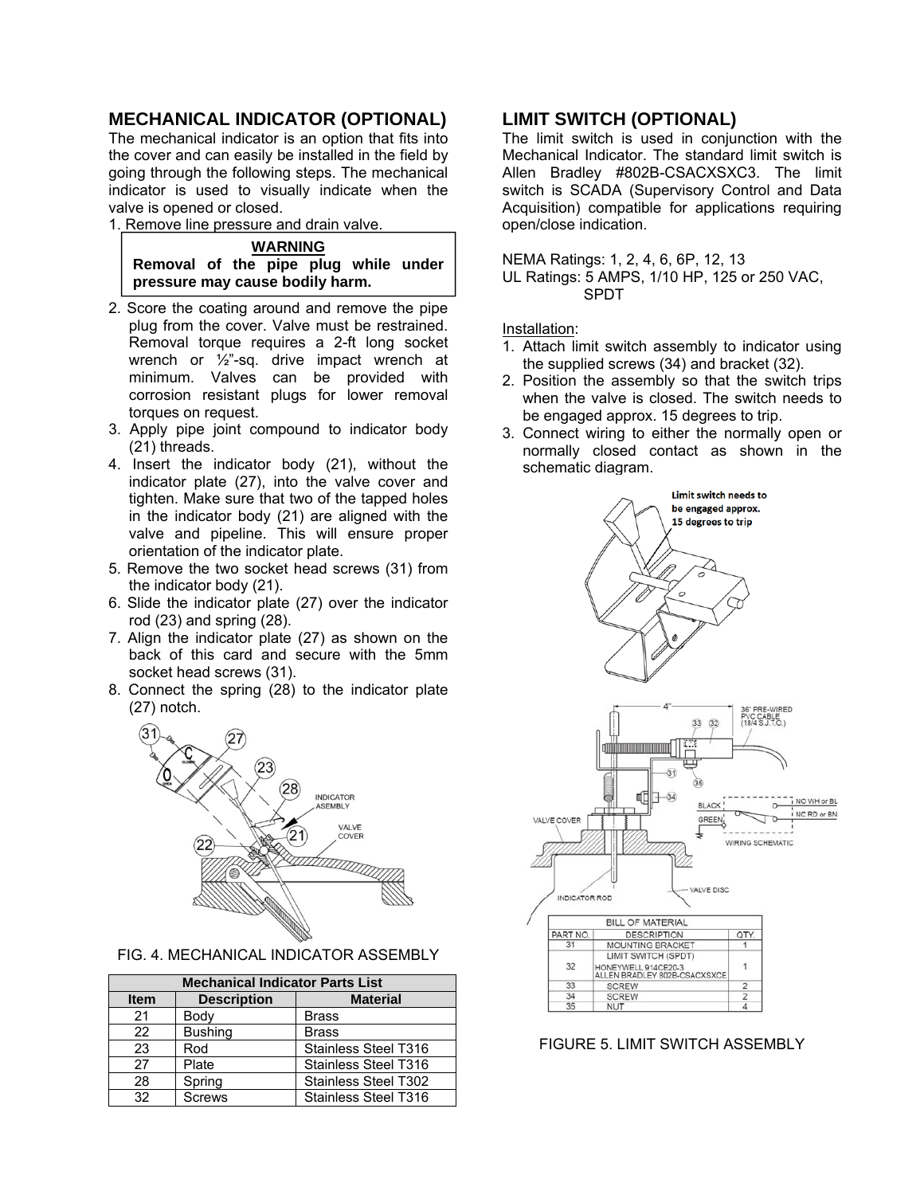## MECHANICAL INDICATOR (OPTIONAL)

The mechanical indicator is an option that fits into the cover and can easily be installed in the field by going through the following steps. The mechanical indicator is used to visually indicate when the valve is opened or closed.

1. Remove line pressure and drain valve.

> **WARNING**
> **Removal of the pipe plug while under pressure may cause bodily harm.**

2. Score the coating around and remove the pipe plug from the cover. Valve must be restrained. Removal torque requires a 2-ft long socket wrench or ½"-sq. drive impact wrench at minimum. Valves can be provided with corrosion resistant plugs for lower removal torques on request.
3. Apply pipe joint compound to indicator body (21) threads.
4. Insert the indicator body (21), without the indicator plate (27), into the valve cover and tighten. Make sure that two of the tapped holes in the indicator body (21) are aligned with the valve and pipeline. This will ensure proper orientation of the indicator plate.
5. Remove the two socket head screws (31) from the indicator body (21).
6. Slide the indicator plate (27) over the indicator rod (23) and spring (28).
7. Align the indicator plate (27) as shown on the back of this card and secure with the 5mm socket head screws (31).
8. Connect the spring (28) to the indicator plate (27) notch.

FIG. 4. MECHANICAL INDICATOR ASSEMBLY

| Mechanical Indicator Parts List | | |
|---|---|---|
| **Item** | **Description** | **Material** |
| 21 | Body | Brass |
| 22 | Bushing | Brass |
| 23 | Rod | Stainless Steel T316 |
| 27 | Plate | Stainless Steel T316 |
| 28 | Spring | Stainless Steel T302 |
| 32 | Screws | Stainless Steel T316 |

## LIMIT SWITCH (OPTIONAL)

The limit switch is used in conjunction with the Mechanical Indicator. The standard limit switch is Allen Bradley #802B-CSACXSXC3. The limit switch is SCADA (Supervisory Control and Data Acquisition) compatible for applications requiring open/close indication.

NEMA Ratings: 1, 2, 4, 6, 6P, 12, 13
UL Ratings: 5 AMPS, 1/10 HP, 125 or 250 VAC, SPDT

Installation:

1. Attach limit switch assembly to indicator using the supplied screws (34) and bracket (32).
2. Position the assembly so that the switch trips when the valve is closed. The switch needs to be engaged approx. 15 degrees to trip.
3. Connect wiring to either the normally open or normally closed contact as shown in the schematic diagram.

Limit switch needs to be engaged approx. 15 degrees to trip

| BILL OF MATERIAL | | |
|---|---|---|
| PART NO. | DESCRIPTION | QTY. |
| 31 | MOUNTING BRACKET | 1 |
| 32 | LIMIT SWITCH (SPDT) HONEYWELL 914CE20-3 ALLEN BRADLEY 802B-CSACXSXCE | 1 |
| 33 | SCREW | 2 |
| 34 | SCREW | 2 |
| 35 | NUT | 4 |

FIGURE 5. LIMIT SWITCH ASSEMBLY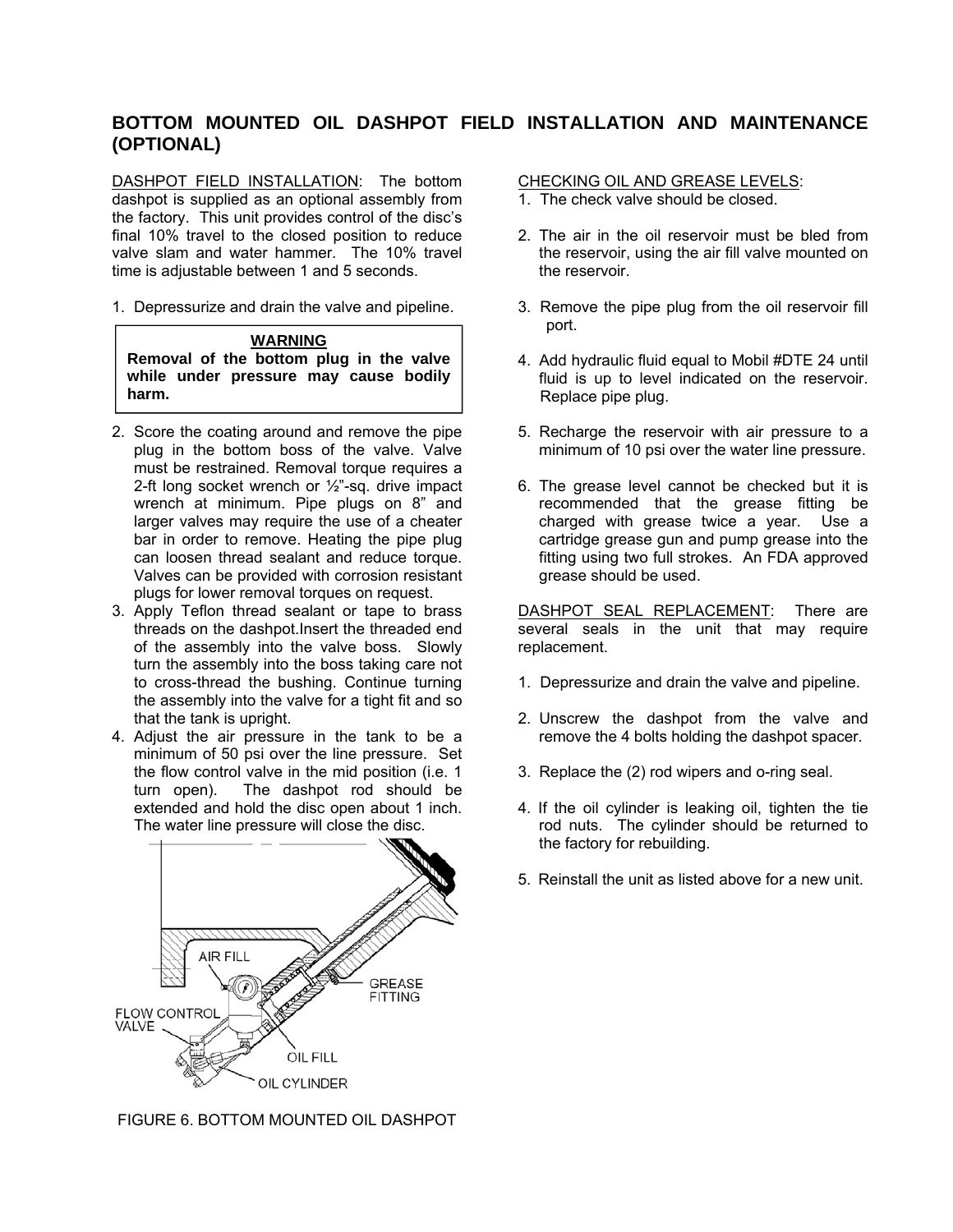# BOTTOM MOUNTED OIL DASHPOT FIELD INSTALLATION AND MAINTENANCE (OPTIONAL)

DASHPOT FIELD INSTALLATION: The bottom dashpot is supplied as an optional assembly from the factory. This unit provides control of the disc's final 10% travel to the closed position to reduce valve slam and water hammer. The 10% travel time is adjustable between 1 and 5 seconds.

1. Depressurize and drain the valve and pipeline.

> **WARNING**
> **Removal of the bottom plug in the valve while under pressure may cause bodily harm.**

2. Score the coating around and remove the pipe plug in the bottom boss of the valve. Valve must be restrained. Removal torque requires a 2-ft long socket wrench or ½"-sq. drive impact wrench at minimum. Pipe plugs on 8" and larger valves may require the use of a cheater bar in order to remove. Heating the pipe plug can loosen thread sealant and reduce torque. Valves can be provided with corrosion resistant plugs for lower removal torques on request.
3. Apply Teflon thread sealant or tape to brass threads on the dashpot.Insert the threaded end of the assembly into the valve boss. Slowly turn the assembly into the boss taking care not to cross-thread the bushing. Continue turning the assembly into the valve for a tight fit and so that the tank is upright.
4. Adjust the air pressure in the tank to be a minimum of 50 psi over the line pressure. Set the flow control valve in the mid position (i.e. 1 turn open). The dashpot rod should be extended and hold the disc open about 1 inch. The water line pressure will close the disc.

FIGURE 6. BOTTOM MOUNTED OIL DASHPOT

CHECKING OIL AND GREASE LEVELS:

1. The check valve should be closed.
2. The air in the oil reservoir must be bled from the reservoir, using the air fill valve mounted on the reservoir.
3. Remove the pipe plug from the oil reservoir fill port.
4. Add hydraulic fluid equal to Mobil #DTE 24 until fluid is up to level indicated on the reservoir. Replace pipe plug.
5. Recharge the reservoir with air pressure to a minimum of 10 psi over the water line pressure.
6. The grease level cannot be checked but it is recommended that the grease fitting be charged with grease twice a year. Use a cartridge grease gun and pump grease into the fitting using two full strokes. An FDA approved grease should be used.

DASHPOT SEAL REPLACEMENT: There are several seals in the unit that may require replacement.

1. Depressurize and drain the valve and pipeline.
2. Unscrew the dashpot from the valve and remove the 4 bolts holding the dashpot spacer.
3. Replace the (2) rod wipers and o-ring seal.
4. If the oil cylinder is leaking oil, tighten the tie rod nuts. The cylinder should be returned to the factory for rebuilding.
5. Reinstall the unit as listed above for a new unit.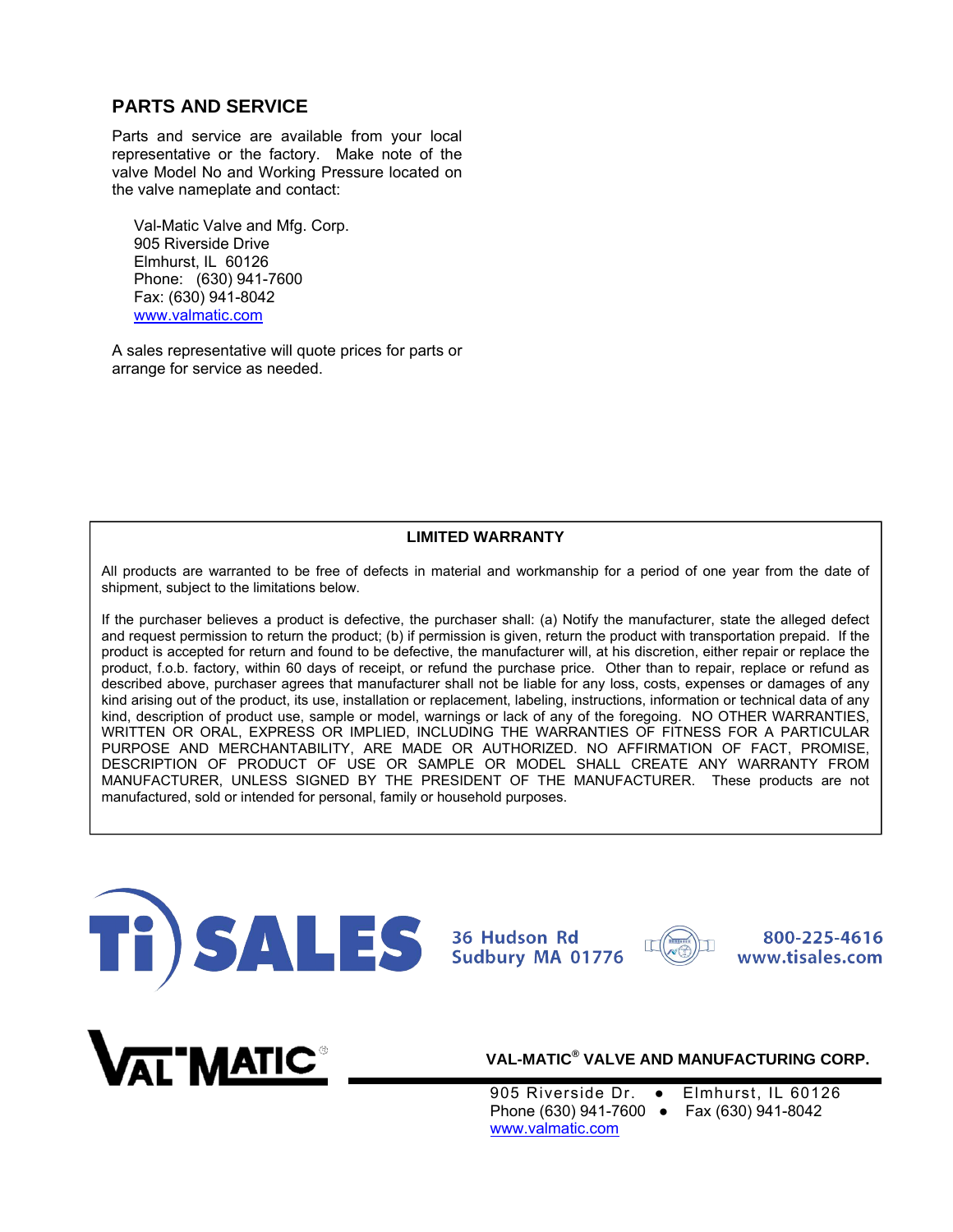## PARTS AND SERVICE

Parts and service are available from your local representative or the factory. Make note of the valve Model No and Working Pressure located on the valve nameplate and contact:

Val-Matic Valve and Mfg. Corp.
905 Riverside Drive
Elmhurst, IL 60126
Phone: (630) 941-7600
Fax: (630) 941-8042
www.valmatic.com

A sales representative will quote prices for parts or arrange for service as needed.

**LIMITED WARRANTY**

All products are warranted to be free of defects in material and workmanship for a period of one year from the date of shipment, subject to the limitations below.

If the purchaser believes a product is defective, the purchaser shall: (a) Notify the manufacturer, state the alleged defect and request permission to return the product; (b) if permission is given, return the product with transportation prepaid. If the product is accepted for return and found to be defective, the manufacturer will, at his discretion, either repair or replace the product, f.o.b. factory, within 60 days of receipt, or refund the purchase price. Other than to repair, replace or refund as described above, purchaser agrees that manufacturer shall not be liable for any loss, costs, expenses or damages of any kind arising out of the product, its use, installation or replacement, labeling, instructions, information or technical data of any kind, description of product use, sample or model, warnings or lack of any of the foregoing. NO OTHER WARRANTIES, WRITTEN OR ORAL, EXPRESS OR IMPLIED, INCLUDING THE WARRANTIES OF FITNESS FOR A PARTICULAR PURPOSE AND MERCHANTABILITY, ARE MADE OR AUTHORIZED. NO AFFIRMATION OF FACT, PROMISE, DESCRIPTION OF PRODUCT OF USE OR SAMPLE OR MODEL SHALL CREATE ANY WARRANTY FROM MANUFACTURER, UNLESS SIGNED BY THE PRESIDENT OF THE MANUFACTURER. These products are not manufactured, sold or intended for personal, family or household purposes.

Ti) SALES
36 Hudson Rd
Sudbury MA 01776
800-225-4616
www.tisales.com

VAL-MATIC

**VAL-MATIC® VALVE AND MANUFACTURING CORP.**

905 Riverside Dr. ● Elmhurst, IL 60126
Phone (630) 941-7600 ● Fax (630) 941-8042
www.valmatic.com